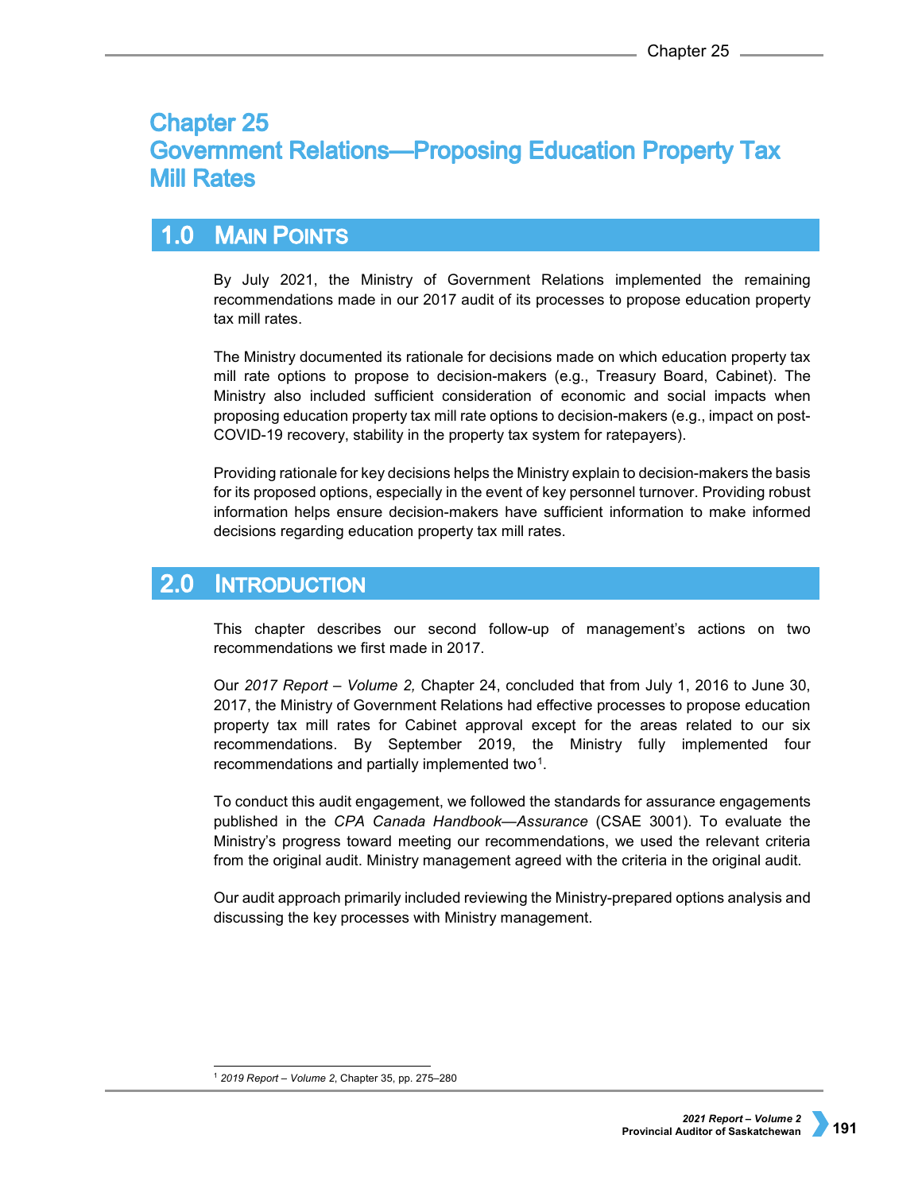# Chapter 25
# Government Relations—Proposing Education Property Tax Mill Rates

## 1.0 Main Points

By July 2021, the Ministry of Government Relations implemented the remaining recommendations made in our 2017 audit of its processes to propose education property tax mill rates.

The Ministry documented its rationale for decisions made on which education property tax mill rate options to propose to decision-makers (e.g., Treasury Board, Cabinet). The Ministry also included sufficient consideration of economic and social impacts when proposing education property tax mill rate options to decision-makers (e.g., impact on post-COVID-19 recovery, stability in the property tax system for ratepayers).

Providing rationale for key decisions helps the Ministry explain to decision-makers the basis for its proposed options, especially in the event of key personnel turnover. Providing robust information helps ensure decision-makers have sufficient information to make informed decisions regarding education property tax mill rates.

## 2.0 Introduction

This chapter describes our second follow-up of management's actions on two recommendations we first made in 2017.

Our *2017 Report – Volume 2,* Chapter 24, concluded that from July 1, 2016 to June 30, 2017, the Ministry of Government Relations had effective processes to propose education property tax mill rates for Cabinet approval except for the areas related to our six recommendations. By September 2019, the Ministry fully implemented four recommendations and partially implemented two[1].

To conduct this audit engagement, we followed the standards for assurance engagements published in the *CPA Canada Handbook—Assurance* (CSAE 3001). To evaluate the Ministry's progress toward meeting our recommendations, we used the relevant criteria from the original audit. Ministry management agreed with the criteria in the original audit.

Our audit approach primarily included reviewing the Ministry-prepared options analysis and discussing the key processes with Ministry management.

[1] *2019 Report – Volume 2*, Chapter 35, pp. 275–280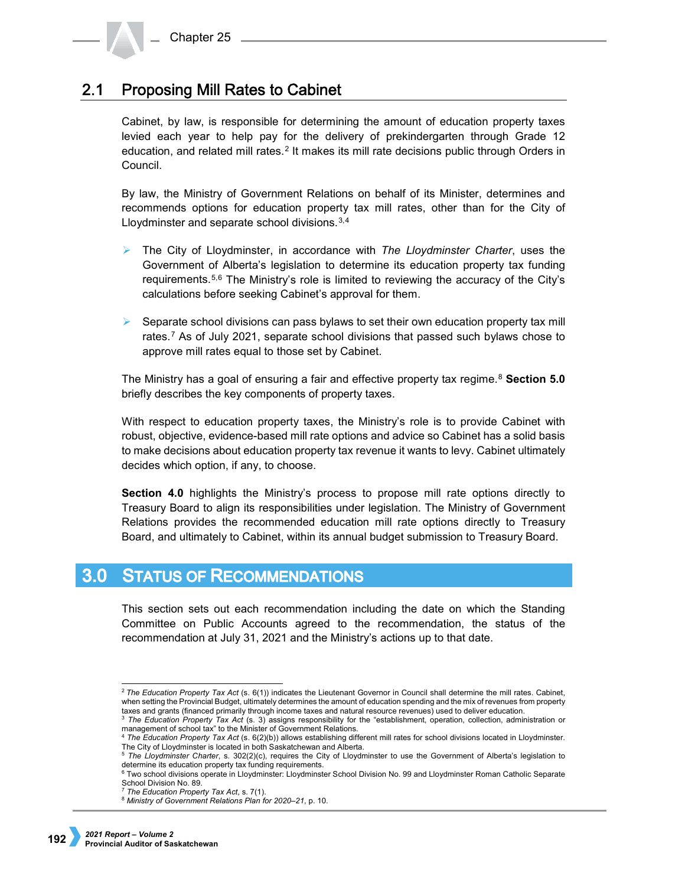## 2.1 Proposing Mill Rates to Cabinet

Cabinet, by law, is responsible for determining the amount of education property taxes levied each year to help pay for the delivery of prekindergarten through Grade 12 education, and related mill rates.[2] It makes its mill rate decisions public through Orders in Council.

By law, the Ministry of Government Relations on behalf of its Minister, determines and recommends options for education property tax mill rates, other than for the City of Lloydminster and separate school divisions.[3,4]

- The City of Lloydminster, in accordance with *The Lloydminster Charter*, uses the Government of Alberta's legislation to determine its education property tax funding requirements.[5,6] The Ministry's role is limited to reviewing the accuracy of the City's calculations before seeking Cabinet's approval for them.

- Separate school divisions can pass bylaws to set their own education property tax mill rates.[7] As of July 2021, separate school divisions that passed such bylaws chose to approve mill rates equal to those set by Cabinet.

The Ministry has a goal of ensuring a fair and effective property tax regime.[8] **Section 5.0** briefly describes the key components of property taxes.

With respect to education property taxes, the Ministry's role is to provide Cabinet with robust, objective, evidence-based mill rate options and advice so Cabinet has a solid basis to make decisions about education property tax revenue it wants to levy. Cabinet ultimately decides which option, if any, to choose.

**Section 4.0** highlights the Ministry's process to propose mill rate options directly to Treasury Board to align its responsibilities under legislation. The Ministry of Government Relations provides the recommended education mill rate options directly to Treasury Board, and ultimately to Cabinet, within its annual budget submission to Treasury Board.

# 3.0 Status of Recommendations

This section sets out each recommendation including the date on which the Standing Committee on Public Accounts agreed to the recommendation, the status of the recommendation at July 31, 2021 and the Ministry's actions up to that date.

---

[2] *The Education Property Tax Act* (s. 6(1)) indicates the Lieutenant Governor in Council shall determine the mill rates. Cabinet, when setting the Provincial Budget, ultimately determines the amount of education spending and the mix of revenues from property taxes and grants (financed primarily through income taxes and natural resource revenues) used to deliver education.

[3] *The Education Property Tax Act* (s. 3) assigns responsibility for the "establishment, operation, collection, administration or management of school tax" to the Minister of Government Relations.

[4] *The Education Property Tax Act* (s. 6(2)(b)) allows establishing different mill rates for school divisions located in Lloydminster. The City of Lloydminster is located in both Saskatchewan and Alberta.

[5] *The Lloydminster Charter*, s. 302(2)(c), requires the City of Lloydminster to use the Government of Alberta's legislation to determine its education property tax funding requirements.

[6] Two school divisions operate in Lloydminster: Lloydminster School Division No. 99 and Lloydminster Roman Catholic Separate School Division No. 89.

[7] *The Education Property Tax Act*, s. 7(1).

[8] *Ministry of Government Relations Plan for 2020–21*, p. 10.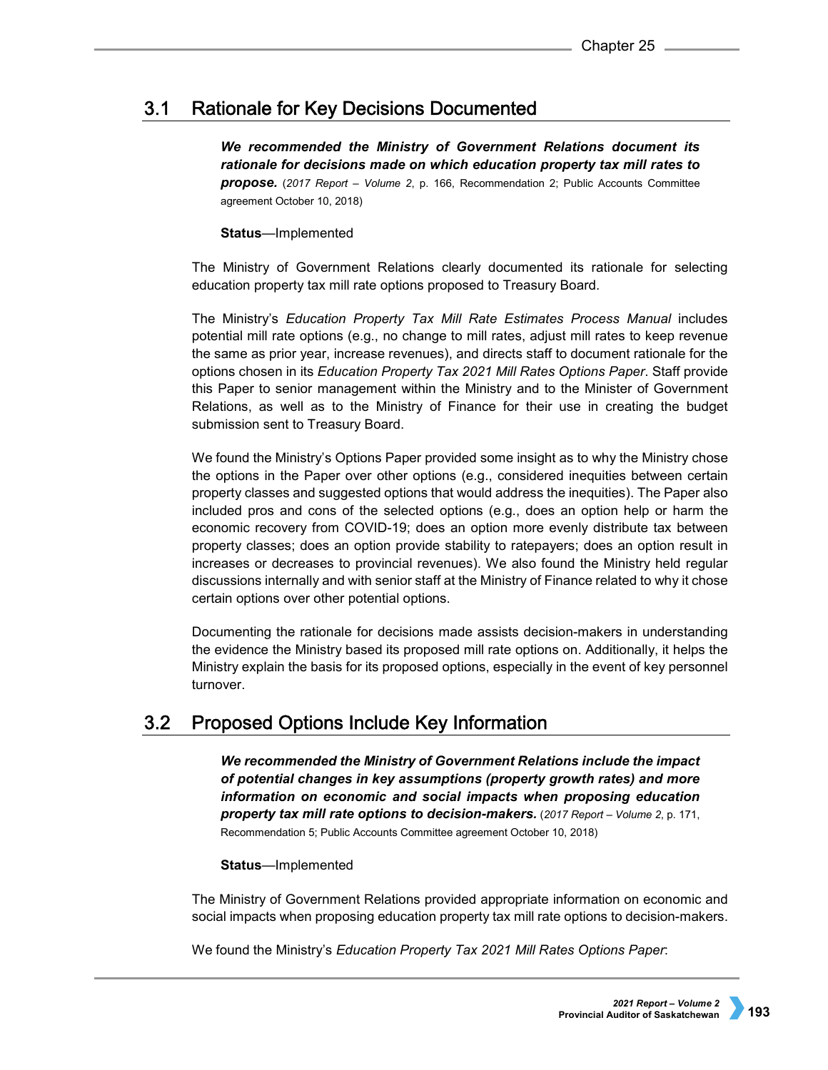## 3.1 Rationale for Key Decisions Documented

***We recommended the Ministry of Government Relations document its rationale for decisions made on which education property tax mill rates to propose.*** (*2017 Report – Volume 2*, p. 166, Recommendation 2; Public Accounts Committee agreement October 10, 2018)

**Status**—Implemented

The Ministry of Government Relations clearly documented its rationale for selecting education property tax mill rate options proposed to Treasury Board.

The Ministry's *Education Property Tax Mill Rate Estimates Process Manual* includes potential mill rate options (e.g., no change to mill rates, adjust mill rates to keep revenue the same as prior year, increase revenues), and directs staff to document rationale for the options chosen in its *Education Property Tax 2021 Mill Rates Options Paper*. Staff provide this Paper to senior management within the Ministry and to the Minister of Government Relations, as well as to the Ministry of Finance for their use in creating the budget submission sent to Treasury Board.

We found the Ministry's Options Paper provided some insight as to why the Ministry chose the options in the Paper over other options (e.g., considered inequities between certain property classes and suggested options that would address the inequities). The Paper also included pros and cons of the selected options (e.g., does an option help or harm the economic recovery from COVID-19; does an option more evenly distribute tax between property classes; does an option provide stability to ratepayers; does an option result in increases or decreases to provincial revenues). We also found the Ministry held regular discussions internally and with senior staff at the Ministry of Finance related to why it chose certain options over other potential options.

Documenting the rationale for decisions made assists decision-makers in understanding the evidence the Ministry based its proposed mill rate options on. Additionally, it helps the Ministry explain the basis for its proposed options, especially in the event of key personnel turnover.

## 3.2 Proposed Options Include Key Information

***We recommended the Ministry of Government Relations include the impact of potential changes in key assumptions (property growth rates) and more information on economic and social impacts when proposing education property tax mill rate options to decision-makers.*** (*2017 Report – Volume 2*, p. 171, Recommendation 5; Public Accounts Committee agreement October 10, 2018)

**Status**—Implemented

The Ministry of Government Relations provided appropriate information on economic and social impacts when proposing education property tax mill rate options to decision-makers.

We found the Ministry's *Education Property Tax 2021 Mill Rates Options Paper*: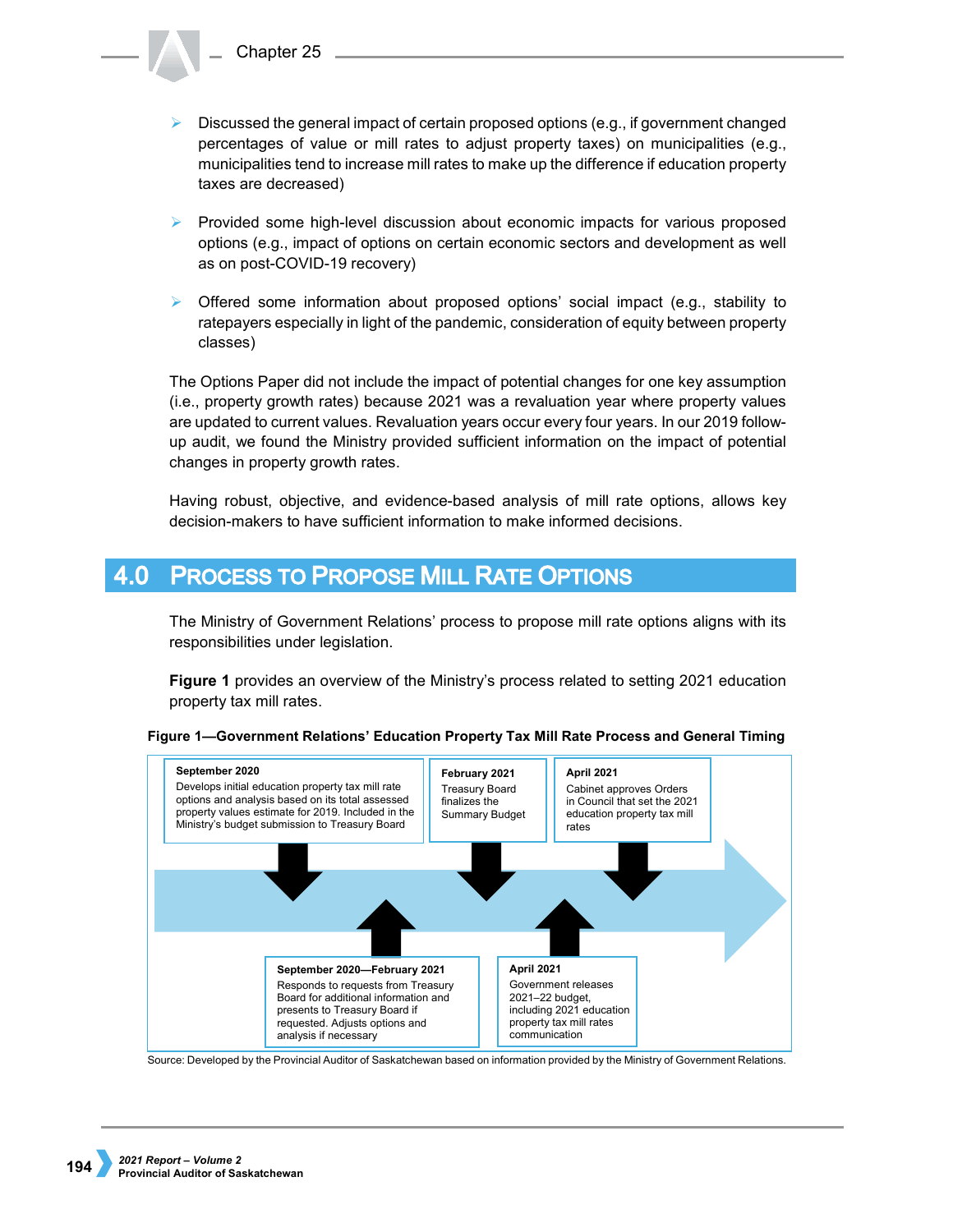- Discussed the general impact of certain proposed options (e.g., if government changed percentages of value or mill rates to adjust property taxes) on municipalities (e.g., municipalities tend to increase mill rates to make up the difference if education property taxes are decreased)

- Provided some high-level discussion about economic impacts for various proposed options (e.g., impact of options on certain economic sectors and development as well as on post-COVID-19 recovery)

- Offered some information about proposed options' social impact (e.g., stability to ratepayers especially in light of the pandemic, consideration of equity between property classes)

The Options Paper did not include the impact of potential changes for one key assumption (i.e., property growth rates) because 2021 was a revaluation year where property values are updated to current values. Revaluation years occur every four years. In our 2019 follow-up audit, we found the Ministry provided sufficient information on the impact of potential changes in property growth rates.

Having robust, objective, and evidence-based analysis of mill rate options, allows key decision-makers to have sufficient information to make informed decisions.

## 4.0 Process to Propose Mill Rate Options

The Ministry of Government Relations' process to propose mill rate options aligns with its responsibilities under legislation.

**Figure 1** provides an overview of the Ministry's process related to setting 2021 education property tax mill rates.

**Figure 1—Government Relations' Education Property Tax Mill Rate Process and General Timing**

**September 2020**
Develops initial education property tax mill rate options and analysis based on its total assessed property values estimate for 2019. Included in the Ministry's budget submission to Treasury Board

**February 2021**
Treasury Board finalizes the Summary Budget

**April 2021**
Cabinet approves Orders in Council that set the 2021 education property tax mill rates

**September 2020—February 2021**
Responds to requests from Treasury Board for additional information and presents to Treasury Board if requested. Adjusts options and analysis if necessary

**April 2021**
Government releases 2021–22 budget, including 2021 education property tax mill rates communication

Source: Developed by the Provincial Auditor of Saskatchewan based on information provided by the Ministry of Government Relations.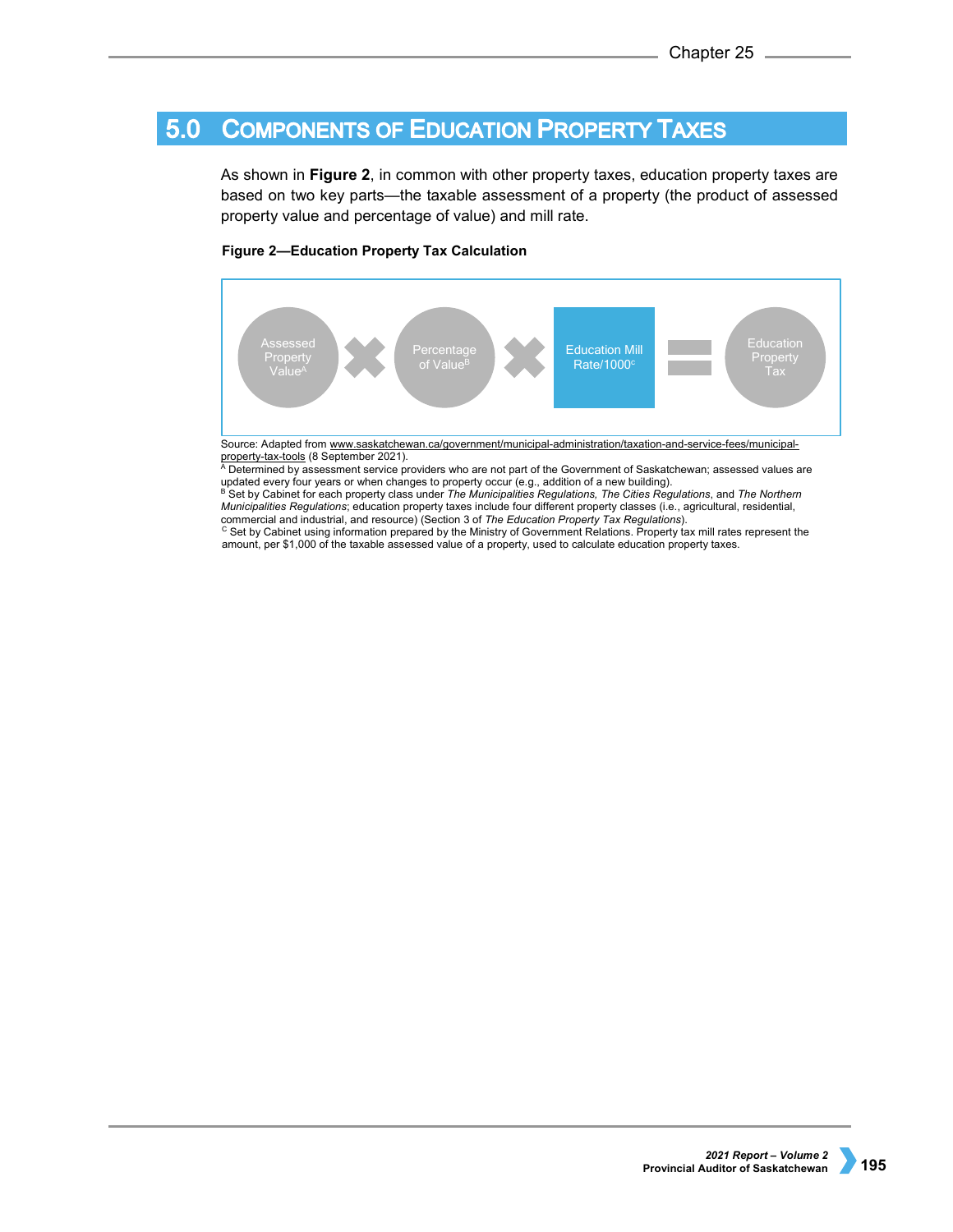# 5.0 Components of Education Property Taxes

As shown in **Figure 2**, in common with other property taxes, education property taxes are based on two key parts—the taxable assessment of a property (the product of assessed property value and percentage of value) and mill rate.

**Figure 2—Education Property Tax Calculation**

Assessed Property Value[A]

Percentage of Value[B]

Education Mill Rate/1000[C]

Education Property Tax

Source: Adapted from www.saskatchewan.ca/government/municipal-administration/taxation-and-service-fees/municipal-property-tax-tools (8 September 2021).

[A] Determined by assessment service providers who are not part of the Government of Saskatchewan; assessed values are updated every four years or when changes to property occur (e.g., addition of a new building).

[B] Set by Cabinet for each property class under *The Municipalities Regulations, The Cities Regulations*, and *The Northern Municipalities Regulations*; education property taxes include four different property classes (i.e., agricultural, residential, commercial and industrial, and resource) (Section 3 of *The Education Property Tax Regulations*).

[C] Set by Cabinet using information prepared by the Ministry of Government Relations. Property tax mill rates represent the amount, per $1,000 of the taxable assessed value of a property, used to calculate education property taxes.